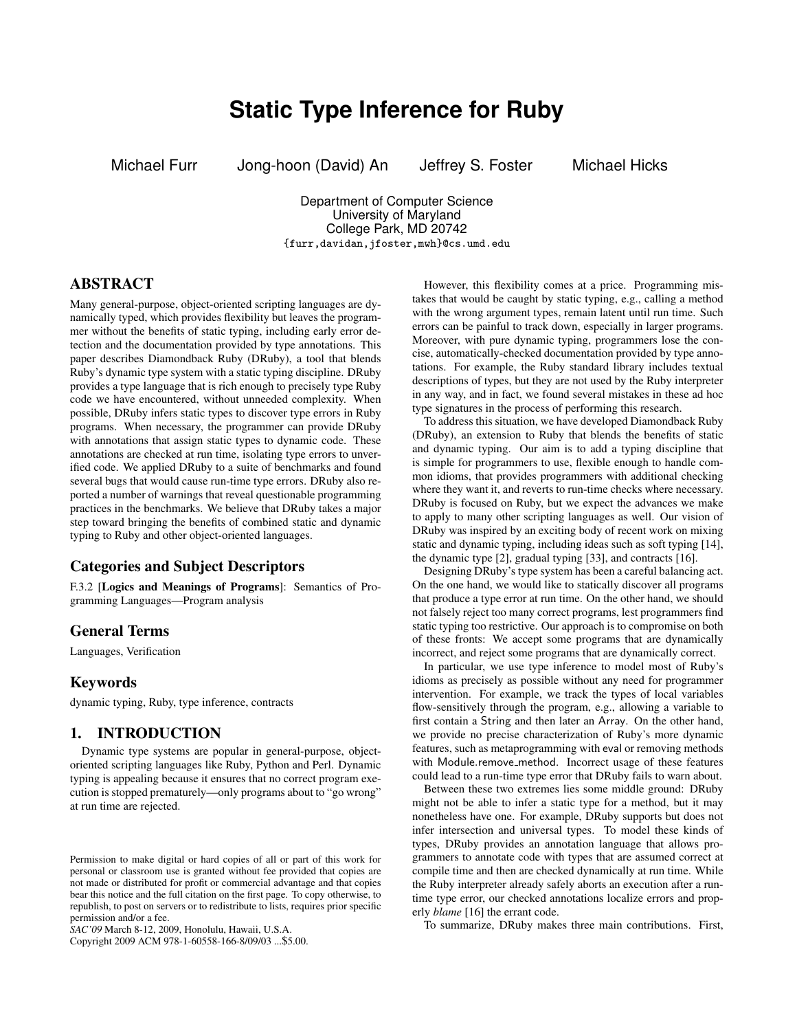# Static Type Inference for Ruby

Michael Furr &emsp; Jong-hoon (David) An &emsp; Jeffrey S. Foster &emsp; Michael Hicks

Department of Computer Science
University of Maryland
College Park, MD 20742
{furr,davidan,jfoster,mwh}@cs.umd.edu

## ABSTRACT

Many general-purpose, object-oriented scripting languages are dynamically typed, which provides flexibility but leaves the programmer without the benefits of static typing, including early error detection and the documentation provided by type annotations. This paper describes Diamondback Ruby (DRuby), a tool that blends Ruby's dynamic type system with a static typing discipline. DRuby provides a type language that is rich enough to precisely type Ruby code we have encountered, without unneeded complexity. When possible, DRuby infers static types to discover type errors in Ruby programs. When necessary, the programmer can provide DRuby with annotations that assign static types to dynamic code. These annotations are checked at run time, isolating type errors to unverified code. We applied DRuby to a suite of benchmarks and found several bugs that would cause run-time type errors. DRuby also reported a number of warnings that reveal questionable programming practices in the benchmarks. We believe that DRuby takes a major step toward bringing the benefits of combined static and dynamic typing to Ruby and other object-oriented languages.

## Categories and Subject Descriptors

F.3.2 [**Logics and Meanings of Programs**]: Semantics of Programming Languages—Program analysis

## General Terms

Languages, Verification

## Keywords

dynamic typing, Ruby, type inference, contracts

## 1. INTRODUCTION

Dynamic type systems are popular in general-purpose, object-oriented scripting languages like Ruby, Python and Perl. Dynamic typing is appealing because it ensures that no correct program execution is stopped prematurely—only programs about to "go wrong" at run time are rejected.

However, this flexibility comes at a price. Programming mistakes that would be caught by static typing, e.g., calling a method with the wrong argument types, remain latent until run time. Such errors can be painful to track down, especially in larger programs. Moreover, with pure dynamic typing, programmers lose the concise, automatically-checked documentation provided by type annotations. For example, the Ruby standard library includes textual descriptions of types, but they are not used by the Ruby interpreter in any way, and in fact, we found several mistakes in these ad hoc type signatures in the process of performing this research.

To address this situation, we have developed Diamondback Ruby (DRuby), an extension to Ruby that blends the benefits of static and dynamic typing. Our aim is to add a typing discipline that is simple for programmers to use, flexible enough to handle common idioms, that provides programmers with additional checking where they want it, and reverts to run-time checks where necessary. DRuby is focused on Ruby, but we expect the advances we make to apply to many other scripting languages as well. Our vision of DRuby was inspired by an exciting body of recent work on mixing static and dynamic typing, including ideas such as soft typing [14], the dynamic type [2], gradual typing [33], and contracts [16].

Designing DRuby's type system has been a careful balancing act. On the one hand, we would like to statically discover all programs that produce a type error at run time. On the other hand, we should not falsely reject too many correct programs, lest programmers find static typing too restrictive. Our approach is to compromise on both of these fronts: We accept some programs that are dynamically incorrect, and reject some programs that are dynamically correct.

In particular, we use type inference to model most of Ruby's idioms as precisely as possible without any need for programmer intervention. For example, we track the types of local variables flow-sensitively through the program, e.g., allowing a variable to first contain a String and then later an Array. On the other hand, we provide no precise characterization of Ruby's more dynamic features, such as metaprogramming with eval or removing methods with Module.remove_method. Incorrect usage of these features could lead to a run-time type error that DRuby fails to warn about.

Between these two extremes lies some middle ground: DRuby might not be able to infer a static type for a method, but it may nonetheless have one. For example, DRuby supports but does not infer intersection and universal types. To model these kinds of types, DRuby provides an annotation language that allows programmers to annotate code with types that are assumed correct at compile time and then are checked dynamically at run time. While the Ruby interpreter already safely aborts an execution after a run-time type error, our checked annotations localize errors and properly *blame* [16] the errant code.

To summarize, DRuby makes three main contributions. First,

Permission to make digital or hard copies of all or part of this work for personal or classroom use is granted without fee provided that copies are not made or distributed for profit or commercial advantage and that copies bear this notice and the full citation on the first page. To copy otherwise, to republish, to post on servers or to redistribute to lists, requires prior specific permission and/or a fee.
*SAC'09* March 8-12, 2009, Honolulu, Hawaii, U.S.A.
Copyright 2009 ACM 978-1-60558-166-8/09/03 ...$5.00.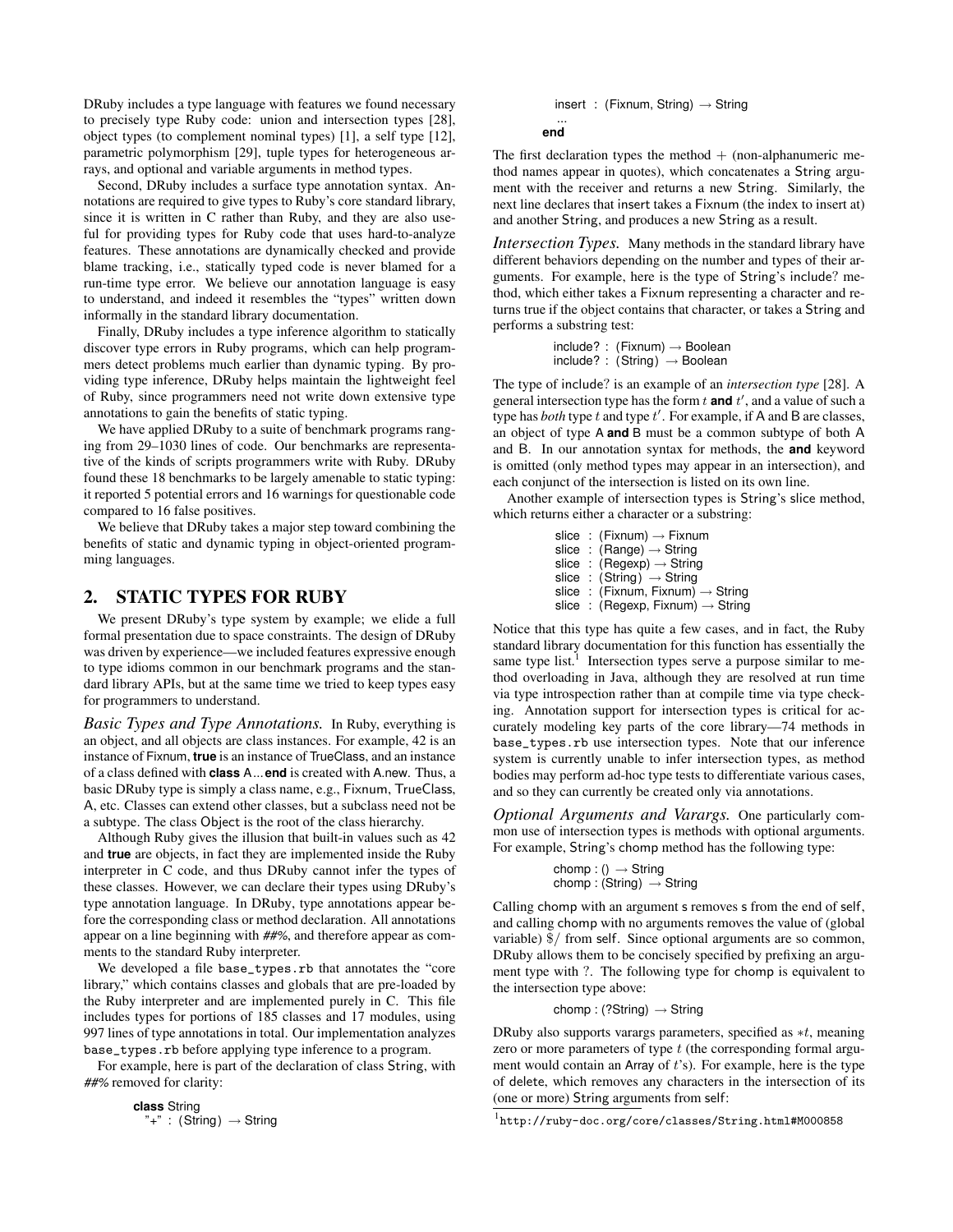DRuby includes a type language with features we found necessary to precisely type Ruby code: union and intersection types [28], object types (to complement nominal types) [1], a self type [12], parametric polymorphism [29], tuple types for heterogeneous arrays, and optional and variable arguments in method types.

Second, DRuby includes a surface type annotation syntax. Annotations are required to give types to Ruby's core standard library, since it is written in C rather than Ruby, and they are also useful for providing types for Ruby code that uses hard-to-analyze features. These annotations are dynamically checked and provide blame tracking, i.e., statically typed code is never blamed for a run-time type error. We believe our annotation language is easy to understand, and indeed it resembles the "types" written down informally in the standard library documentation.

Finally, DRuby includes a type inference algorithm to statically discover type errors in Ruby programs, which can help programmers detect problems much earlier than dynamic typing. By providing type inference, DRuby helps maintain the lightweight feel of Ruby, since programmers need not write down extensive type annotations to gain the benefits of static typing.

We have applied DRuby to a suite of benchmark programs ranging from 29–1030 lines of code. Our benchmarks are representative of the kinds of scripts programmers write with Ruby. DRuby found these 18 benchmarks to be largely amenable to static typing: it reported 5 potential errors and 16 warnings for questionable code compared to 16 false positives.

We believe that DRuby takes a major step toward combining the benefits of static and dynamic typing in object-oriented programming languages.

## 2. STATIC TYPES FOR RUBY

We present DRuby's type system by example; we elide a full formal presentation due to space constraints. The design of DRuby was driven by experience—we included features expressive enough to type idioms common in our benchmark programs and the standard library APIs, but at the same time we tried to keep types easy for programmers to understand.

*Basic Types and Type Annotations.* In Ruby, everything is an object, and all objects are class instances. For example, 42 is an instance of Fixnum, **true** is an instance of TrueClass, and an instance of a class defined with **class** A ... **end** is created with A.new. Thus, a basic DRuby type is simply a class name, e.g., Fixnum, TrueClass, A, etc. Classes can extend other classes, but a subclass need not be a subtype. The class Object is the root of the class hierarchy.

Although Ruby gives the illusion that built-in values such as 42 and **true** are objects, in fact they are implemented inside the Ruby interpreter in C code, and thus DRuby cannot infer the types of these classes. However, we can declare their types using DRuby's type annotation language. In DRuby, type annotations appear before the corresponding class or method declaration. All annotations appear on a line beginning with *##%*, and therefore appear as comments to the standard Ruby interpreter.

We developed a file `base_types.rb` that annotates the "core library," which contains classes and globals that are pre-loaded by the Ruby interpreter and are implemented purely in C. This file includes types for portions of 185 classes and 17 modules, using 997 lines of type annotations in total. Our implementation analyzes `base_types.rb` before applying type inference to a program.

For example, here is part of the declaration of class String, with *##%* removed for clarity:

```
class String
  "+" : (String) → String
  insert : (Fixnum, String) → String
  ...
end
```

The first declaration types the method + (non-alphanumeric method names appear in quotes), which concatenates a String argument with the receiver and returns a new String. Similarly, the next line declares that insert takes a Fixnum (the index to insert at) and another String, and produces a new String as a result.

*Intersection Types.* Many methods in the standard library have different behaviors depending on the number and types of their arguments. For example, here is the type of String's include? method, which either takes a Fixnum representing a character and returns true if the object contains that character, or takes a String and performs a substring test:

```
include? : (Fixnum) → Boolean
include? : (String) → Boolean
```

The type of include? is an example of an *intersection type* [28]. A general intersection type has the form $t$ **and** $t'$, and a value of such a type has *both* type $t$ and type $t'$. For example, if A and B are classes, an object of type A **and** B must be a common subtype of both A and B. In our annotation syntax for methods, the **and** keyword is omitted (only method types may appear in an intersection), and each conjunct of the intersection is listed on its own line.

Another example of intersection types is String's slice method, which returns either a character or a substring:

```
slice : (Fixnum) → Fixnum
slice : (Range) → String
slice : (Regexp) → String
slice : (String) → String
slice : (Fixnum, Fixnum) → String
slice : (Regexp, Fixnum) → String
```

Notice that this type has quite a few cases, and in fact, the Ruby standard library documentation for this function has essentially the same type list.[1] Intersection types serve a purpose similar to method overloading in Java, although they are resolved at run time via type introspection rather than at compile time via type checking. Annotation support for intersection types is critical for accurately modeling key parts of the core library—74 methods in `base_types.rb` use intersection types. Note that our inference system is currently unable to infer intersection types, as method bodies may perform ad-hoc type tests to differentiate various cases, and so they can currently be created only via annotations.

*Optional Arguments and Varargs.* One particularly common use of intersection types is methods with optional arguments. For example, String's chomp method has the following type:

```
chomp : () → String
chomp : (String) → String
```

Calling chomp with an argument s removes s from the end of self, and calling chomp with no arguments removes the value of (global variable) $/ from self. Since optional arguments are so common, DRuby allows them to be concisely specified by prefixing an argument type with ?. The following type for chomp is equivalent to the intersection type above:

```
chomp : (?String) → String
```

DRuby also supports varargs parameters, specified as $*t$, meaning zero or more parameters of type $t$ (the corresponding formal argument would contain an Array of $t$'s). For example, here is the type of delete, which removes any characters in the intersection of its (one or more) String arguments from self:

[1] `http://ruby-doc.org/core/classes/String.html#M000858`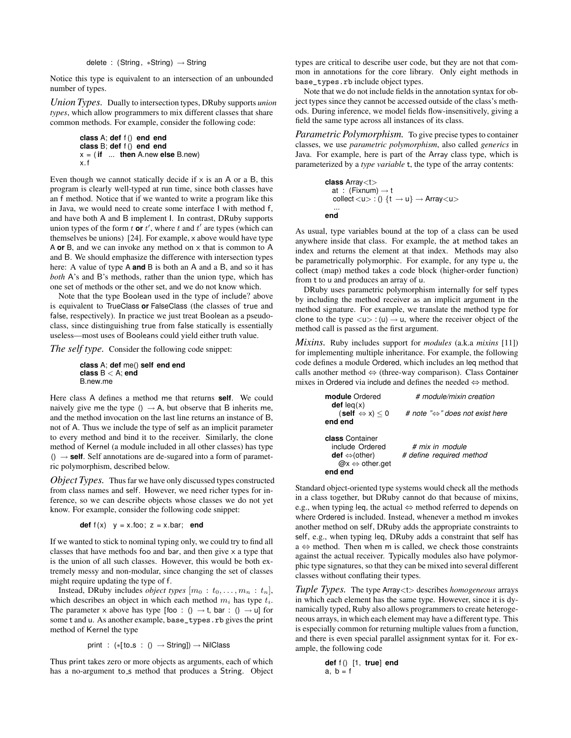```
delete : (String, *String) → String
```

Notice this type is equivalent to an intersection of an unbounded number of types.

*Union Types.* Dually to intersection types, DRuby supports *union types*, which allow programmers to mix different classes that share common methods. For example, consider the following code:

```
class A; def f() end end
class B; def f() end end
x = (if ... then A.new else B.new)
x.f
```

Even though we cannot statically decide if x is an A or a B, this program is clearly well-typed at run time, since both classes have an f method. Notice that if we wanted to write a program like this in Java, we would need to create some interface I with method f, and have both A and B implement I. In contrast, DRuby supports union types of the form $t$ **or** $t'$, where $t$ and $t'$ are types (which can themselves be unions) [24]. For example, x above would have type A **or** B, and we can invoke any method on x that is common to A and B. We should emphasize the difference with intersection types here: A value of type A **and** B is both an A and a B, and so it has *both* A's and B's methods, rather than the union type, which has one set of methods or the other set, and we do not know which.

Note that the type Boolean used in the type of include? above is equivalent to TrueClass **or** FalseClass (the classes of true and false, respectively). In practice we just treat Boolean as a pseudo-class, since distinguishing true from false statically is essentially useless—most uses of Booleans could yield either truth value.

*The self type.* Consider the following code snippet:

```
class A; def me() self end end
class B < A; end
B.new.me
```

Here class A defines a method me that returns **self**. We could naively give me the type () → A, but observe that B inherits me, and the method invocation on the last line returns an instance of B, not of A. Thus we include the type of self as an implicit parameter to every method and bind it to the receiver. Similarly, the clone method of Kernel (a module included in all other classes) has type () → **self**. Self annotations are de-sugared into a form of parametric polymorphism, described below.

*Object Types.* Thus far we have only discussed types constructed from class names and self. However, we need richer types for inference, so we can describe objects whose classes we do not yet know. For example, consider the following code snippet:

```
def f(x) y = x.foo; z = x.bar; end
```

If we wanted to stick to nominal typing only, we could try to find all classes that have methods foo and bar, and then give x a type that is the union of all such classes. However, this would be both extremely messy and non-modular, since changing the set of classes might require updating the type of f.

Instead, DRuby includes *object types* $[m_0 : t_0, \ldots, m_n : t_n]$, which describes an object in which each method $m_i$ has type $t_i$. The parameter x above has type [foo : () → t, bar : () → u] for some t and u. As another example, base_types.rb gives the print method of Kernel the type

```
print : (*[to_s : () → String]) → NilClass
```

Thus print takes zero or more objects as arguments, each of which has a no-argument to_s method that produces a String. Object types are critical to describe user code, but they are not that common in annotations for the core library. Only eight methods in base_types.rb include object types.

Note that we do not include fields in the annotation syntax for object types since they cannot be accessed outside of the class's methods. During inference, we model fields flow-insensitively, giving a field the same type across all instances of its class.

*Parametric Polymorphism.* To give precise types to container classes, we use *parametric polymorphism*, also called *generics* in Java. For example, here is part of the Array class type, which is parameterized by a *type variable* t, the type of the array contents:

```
class Array<t>
  at : (Fixnum) → t
  collect<u> : () {t → u} → Array<u>
  ...
end
```

As usual, type variables bound at the top of a class can be used anywhere inside that class. For example, the at method takes an index and returns the element at that index. Methods may also be parametrically polymorphic. For example, for any type u, the collect (map) method takes a code block (higher-order function) from t to u and produces an array of u.

DRuby uses parametric polymorphism internally for self types by including the method receiver as an implicit argument in the method signature. For example, we translate the method type for clone to the type <u> : (u) → u, where the receiver object of the method call is passed as the first argument.

*Mixins.* Ruby includes support for *modules* (a.k.a *mixins* [11]) for implementing multiple inheritance. For example, the following code defines a module Ordered, which includes an leq method that calls another method ⇔ (three-way comparison). Class Container mixes in Ordered via include and defines the needed ⇔ method.

```
module Ordered              # module/mixin creation
  def leq(x)
    (self ⇔ x) ≤ 0          # note "⇔" does not exist here
end end

class Container
  include Ordered           # mix in module
  def ⇔(other)              # define required method
    @x ⇔ other.get
end end
```

Standard object-oriented type systems would check all the methods in a class together, but DRuby cannot do that because of mixins, e.g., when typing leq, the actual ⇔ method referred to depends on where Ordered is included. Instead, whenever a method m invokes another method on self, DRuby adds the appropriate constraints to self, e.g., when typing leq, DRuby adds a constraint that self has a ⇔ method. Then when m is called, we check those constraints against the actual receiver. Typically modules also have polymorphic type signatures, so that they can be mixed into several different classes without conflating their types.

*Tuple Types.* The type Array<t> describes *homogeneous* arrays in which each element has the same type. However, since it is dynamically typed, Ruby also allows programmers to create heterogeneous arrays, in which each element may have a different type. This is especially common for returning multiple values from a function, and there is even special parallel assignment syntax for it. For example, the following code

```
def f() [1, true] end
a, b = f
```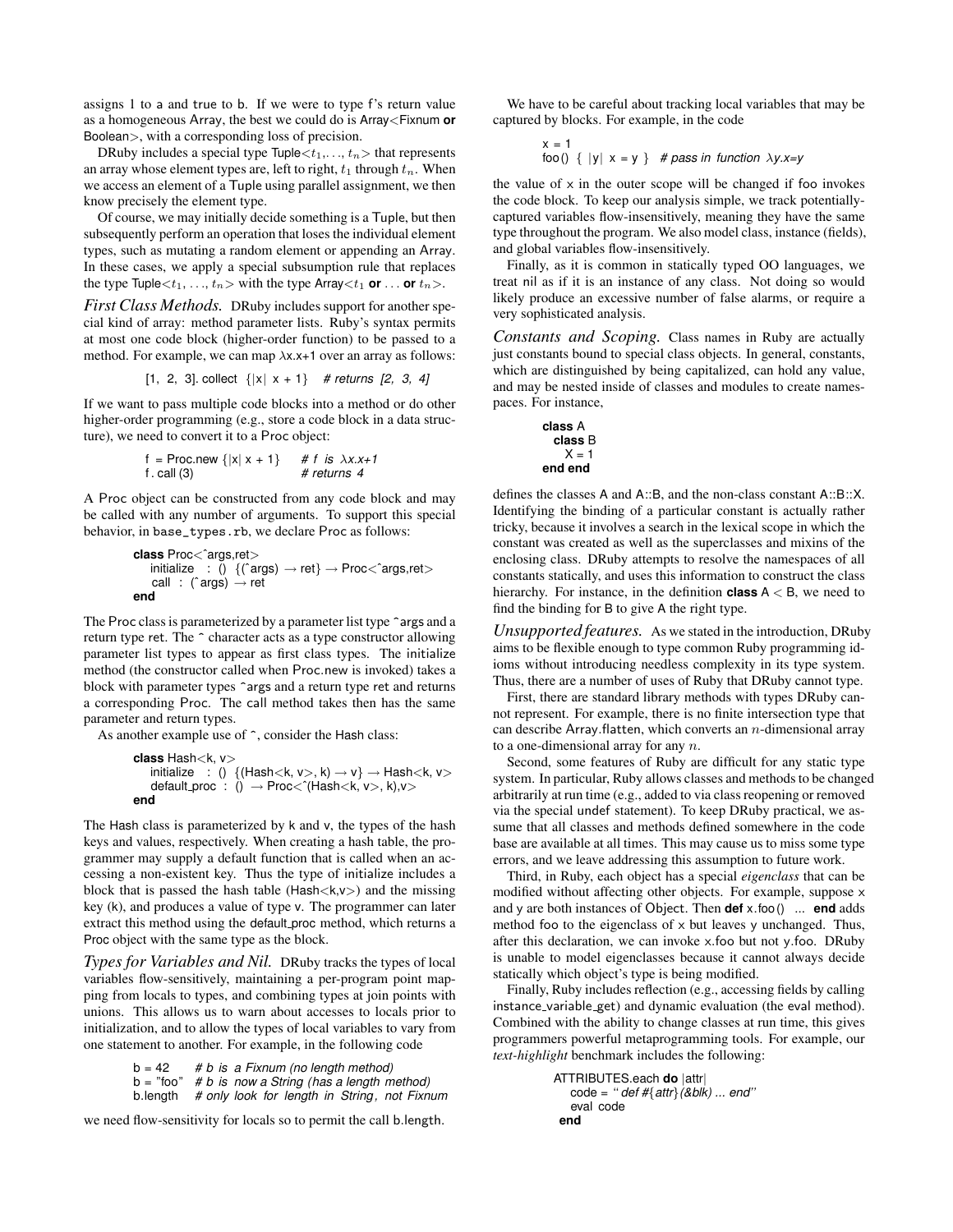assigns 1 to a and true to b. If we were to type f's return value as a homogeneous Array, the best we could do is Array<Fixnum **or** Boolean>, with a corresponding loss of precision.

DRuby includes a special type Tuple< $t_1, \ldots, t_n$ > that represents an array whose element types are, left to right, $t_1$ through $t_n$. When we access an element of a Tuple using parallel assignment, we then know precisely the element type.

Of course, we may initially decide something is a Tuple, but then subsequently perform an operation that loses the individual element types, such as mutating a random element or appending an Array. In these cases, we apply a special subsumption rule that replaces the type Tuple< $t_1, \ldots, t_n$ > with the type Array< $t_1$ **or** ... **or** $t_n$ >.

*First Class Methods.* DRuby includes support for another special kind of array: method parameter lists. Ruby's syntax permits at most one code block (higher-order function) to be passed to a method. For example, we can map $\lambda x.x{+}1$ over an array as follows:

```
[1, 2, 3]. collect {|x| x + 1}   # returns [2, 3, 4]
```

If we want to pass multiple code blocks into a method or do other higher-order programming (e.g., store a code block in a data structure), we need to convert it to a Proc object:

```
f = Proc.new {|x| x + 1}    # f is λx.x+1
f . call (3)                # returns 4
```

A Proc object can be constructed from any code block and may be called with any number of arguments. To support this special behavior, in `base_types.rb`, we declare Proc as follows:

```
class Proc<^args,ret>
  initialize : () {(^args) → ret} → Proc<^args,ret>
  call : (^args) → ret
end
```

The Proc class is parameterized by a parameter list type ^args and a return type ret. The ^ character acts as a type constructor allowing parameter list types to appear as first class types. The initialize method (the constructor called when Proc.new is invoked) takes a block with parameter types ^args and a return type ret and returns a corresponding Proc. The call method takes then has the same parameter and return types.

As another example use of ^, consider the Hash class:

```
class Hash<k, v>
  initialize : () {(Hash<k, v>, k) → v} → Hash<k, v>
  default_proc : () → Proc<^(Hash<k, v>, k),v>
end
```

The Hash class is parameterized by k and v, the types of the hash keys and values, respectively. When creating a hash table, the programmer may supply a default function that is called when an accessing a non-existent key. Thus the type of initialize includes a block that is passed the hash table (Hash<k,v>) and the missing key (k), and produces a value of type v. The programmer can later extract this method using the default_proc method, which returns a Proc object with the same type as the block.

*Types for Variables and Nil.* DRuby tracks the types of local variables flow-sensitively, maintaining a per-program point mapping from locals to types, and combining types at join points with unions. This allows us to warn about accesses to locals prior to initialization, and to allow the types of local variables to vary from one statement to another. For example, in the following code

```
b = 42      # b is a Fixnum (no length method)
b = "foo"   # b is now a String (has a length method)
b.length    # only look for length in String, not Fixnum
```

we need flow-sensitivity for locals so to permit the call b.length.

We have to be careful about tracking local variables that may be captured by blocks. For example, in the code

```
x = 1
foo() { |y| x = y }   # pass in function λy.x=y
```

the value of x in the outer scope will be changed if foo invokes the code block. To keep our analysis simple, we track potentially-captured variables flow-insensitively, meaning they have the same type throughout the program. We also model class, instance (fields), and global variables flow-insensitively.

Finally, as it is common in statically typed OO languages, we treat nil as if it is an instance of any class. Not doing so would likely produce an excessive number of false alarms, or require a very sophisticated analysis.

*Constants and Scoping.* Class names in Ruby are actually just constants bound to special class objects. In general, constants, which are distinguished by being capitalized, can hold any value, and may be nested inside of classes and modules to create namespaces. For instance,

```
class A
  class B
    X = 1
end end
```

defines the classes A and A::B, and the non-class constant A::B::X. Identifying the binding of a particular constant is actually rather tricky, because it involves a search in the lexical scope in which the constant was created as well as the superclasses and mixins of the enclosing class. DRuby attempts to resolve the namespaces of all constants statically, and uses this information to construct the class hierarchy. For instance, in the definition **class** A < B, we need to find the binding for B to give A the right type.

*Unsupported features.* As we stated in the introduction, DRuby aims to be flexible enough to type common Ruby programming idioms without introducing needless complexity in its type system. Thus, there are a number of uses of Ruby that DRuby cannot type.

First, there are standard library methods with types DRuby cannot represent. For example, there is no finite intersection type that can describe Array.flatten, which converts an $n$-dimensional array to a one-dimensional array for any $n$.

Second, some features of Ruby are difficult for any static type system. In particular, Ruby allows classes and methods to be changed arbitrarily at run time (e.g., added to via class reopening or removed via the special undef statement). To keep DRuby practical, we assume that all classes and methods defined somewhere in the code base are available at all times. This may cause us to miss some type errors, and we leave addressing this assumption to future work.

Third, in Ruby, each object has a special *eigenclass* that can be modified without affecting other objects. For example, suppose x and y are both instances of Object. Then **def** x.foo() ... **end** adds method foo to the eigenclass of x but leaves y unchanged. Thus, after this declaration, we can invoke x.foo but not y.foo. DRuby is unable to model eigenclasses because it cannot always decide statically which object's type is being modified.

Finally, Ruby includes reflection (e.g., accessing fields by calling instance_variable_get) and dynamic evaluation (the eval method). Combined with the ability to change classes at run time, this gives programmers powerful metaprogramming tools. For example, our *text-highlight* benchmark includes the following:

```
ATTRIBUTES.each do |attr|
  code = " def #{attr}(&blk) ... end"
  eval code
end
```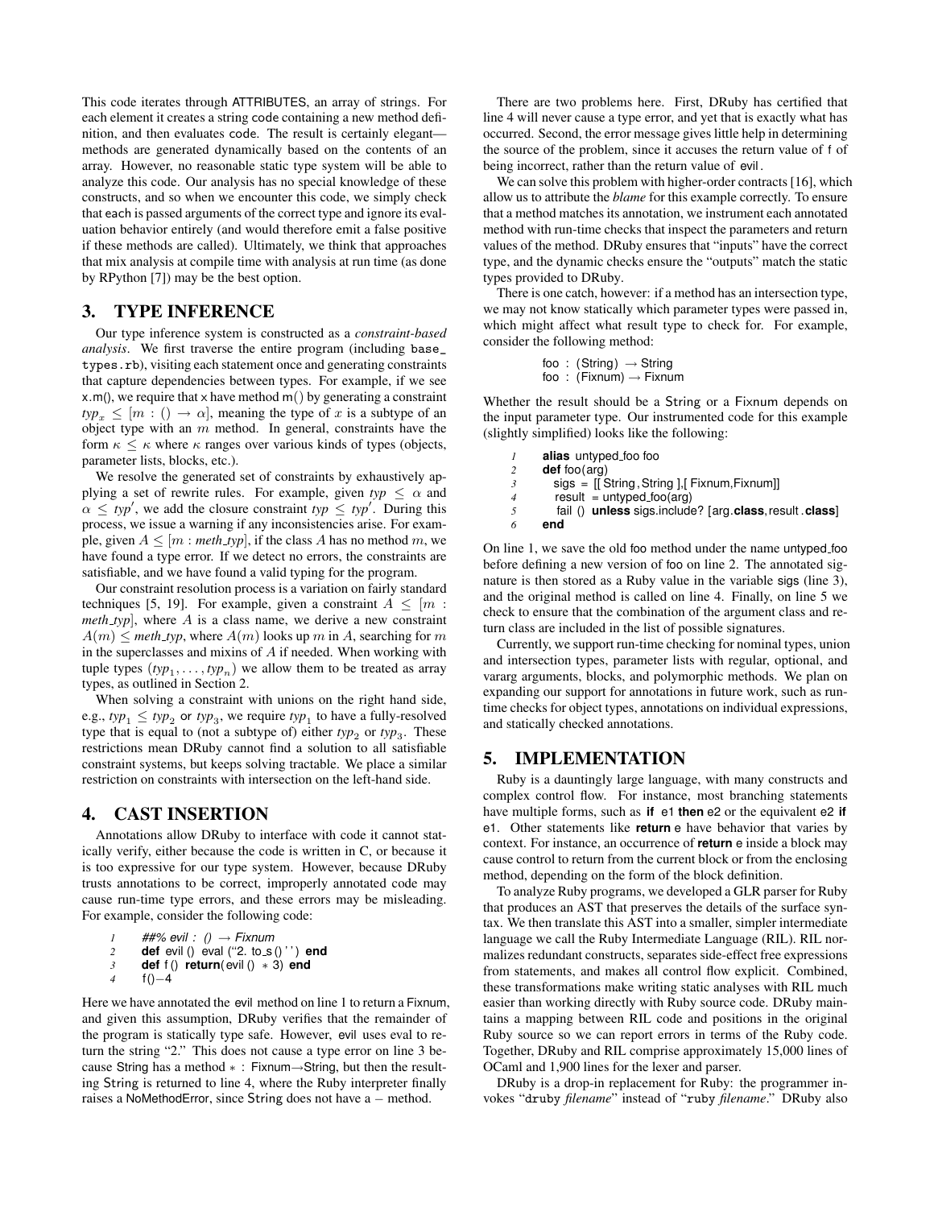This code iterates through ATTRIBUTES, an array of strings. For each element it creates a string code containing a new method definition, and then evaluates code. The result is certainly elegant—methods are generated dynamically based on the contents of an array. However, no reasonable static type system will be able to analyze this code. Our analysis has no special knowledge of these constructs, and so when we encounter this code, we simply check that each is passed arguments of the correct type and ignore its evaluation behavior entirely (and would therefore emit a false positive if these methods are called). Ultimately, we think that approaches that mix analysis at compile time with analysis at run time (as done by RPython [7]) may be the best option.

## 3. TYPE INFERENCE

Our type inference system is constructed as a *constraint-based analysis*. We first traverse the entire program (including `base_types.rb`), visiting each statement once and generating constraints that capture dependencies between types. For example, if we see x.m(), we require that x have method m() by generating a constraint $typ_x \leq [m : () \to \alpha]$, meaning the type of $x$ is a subtype of an object type with an $m$ method. In general, constraints have the form $\kappa \leq \kappa$ where $\kappa$ ranges over various kinds of types (objects, parameter lists, blocks, etc.).

We resolve the generated set of constraints by exhaustively applying a set of rewrite rules. For example, given $typ \leq \alpha$ and $\alpha \leq typ'$, we add the closure constraint $typ \leq typ'$. During this process, we issue a warning if any inconsistencies arise. For example, given $A \leq [m : meth\_typ]$, if the class $A$ has no method $m$, we have found a type error. If we detect no errors, the constraints are satisfiable, and we have found a valid typing for the program.

Our constraint resolution process is a variation on fairly standard techniques [5, 19]. For example, given a constraint $A \leq [m : meth\_typ]$, where $A$ is a class name, we derive a new constraint $A(m) \leq meth\_typ$, where $A(m)$ looks up $m$ in $A$, searching for $m$ in the superclasses and mixins of $A$ if needed. When working with tuple types $(typ_1, \ldots, typ_n)$ we allow them to be treated as array types, as outlined in Section 2.

When solving a constraint with unions on the right hand side, e.g., $typ_1 \leq typ_2$ or $typ_3$, we require $typ_1$ to have a fully-resolved type that is equal to (not a subtype of) either $typ_2$ or $typ_3$. These restrictions mean DRuby cannot find a solution to all satisfiable constraint systems, but keeps solving tractable. We place a similar restriction on constraints with intersection on the left-hand side.

## 4. CAST INSERTION

Annotations allow DRuby to interface with code it cannot statically verify, either because the code is written in C, or because it is too expressive for our type system. However, because DRuby trusts annotations to be correct, improperly annotated code may cause run-time type errors, and these errors may be misleading. For example, consider the following code:

```
1  ##% evil : () → Fixnum
2  def evil () eval ("2. to_s () ' ') end
3  def f () return(evil () * 3) end
4  f()−4
```

Here we have annotated the evil method on line 1 to return a Fixnum, and given this assumption, DRuby verifies that the remainder of the program is statically type safe. However, evil uses eval to return the string "2." This does not cause a type error on line 3 because String has a method $*$ : Fixnum→String, but then the resulting String is returned to line 4, where the Ruby interpreter finally raises a NoMethodError, since String does not have a $-$ method.

There are two problems here. First, DRuby has certified that line 4 will never cause a type error, and yet that is exactly what has occurred. Second, the error message gives little help in determining the source of the problem, since it accuses the return value of f of being incorrect, rather than the return value of evil.

We can solve this problem with higher-order contracts [16], which allow us to attribute the *blame* for this example correctly. To ensure that a method matches its annotation, we instrument each annotated method with run-time checks that inspect the parameters and return values of the method. DRuby ensures that "inputs" have the correct type, and the dynamic checks ensure the "outputs" match the static types provided to DRuby.

There is one catch, however: if a method has an intersection type, we may not know statically which parameter types were passed in, which might affect what result type to check for. For example, consider the following method:

```
foo : (String) → String
foo : (Fixnum) → Fixnum
```

Whether the result should be a String or a Fixnum depends on the input parameter type. Our instrumented code for this example (slightly simplified) looks like the following:

```
1  alias untyped_foo foo
2  def foo(arg)
3    sigs = [[ String, String ],[ Fixnum,Fixnum]]
4    result = untyped_foo(arg)
5    fail () unless sigs.include? [arg.class, result.class]
6  end
```

On line 1, we save the old foo method under the name untyped_foo before defining a new version of foo on line 2. The annotated signature is then stored as a Ruby value in the variable sigs (line 3), and the original method is called on line 4. Finally, on line 5 we check to ensure that the combination of the argument class and return class are included in the list of possible signatures.

Currently, we support run-time checking for nominal types, union and intersection types, parameter lists with regular, optional, and vararg arguments, blocks, and polymorphic methods. We plan on expanding our support for annotations in future work, such as run-time checks for object types, annotations on individual expressions, and statically checked annotations.

## 5. IMPLEMENTATION

Ruby is a dauntingly large language, with many constructs and complex control flow. For instance, most branching statements have multiple forms, such as **if** e1 **then** e2 or the equivalent e2 **if** e1. Other statements like **return** e have behavior that varies by context. For instance, an occurrence of **return** e inside a block may cause control to return from the current block or from the enclosing method, depending on the form of the block definition.

To analyze Ruby programs, we developed a GLR parser for Ruby that produces an AST that preserves the details of the surface syntax. We then translate this AST into a smaller, simpler intermediate language we call the Ruby Intermediate Language (RIL). RIL normalizes redundant constructs, separates side-effect free expressions from statements, and makes all control flow explicit. Combined, these transformations make writing static analyses with RIL much easier than working directly with Ruby source code. DRuby maintains a mapping between RIL code and positions in the original Ruby source so we can report errors in terms of the Ruby code. Together, DRuby and RIL comprise approximately 15,000 lines of OCaml and 1,900 lines for the lexer and parser.

DRuby is a drop-in replacement for Ruby: the programmer invokes "`druby` *filename*" instead of "`ruby` *filename*." DRuby also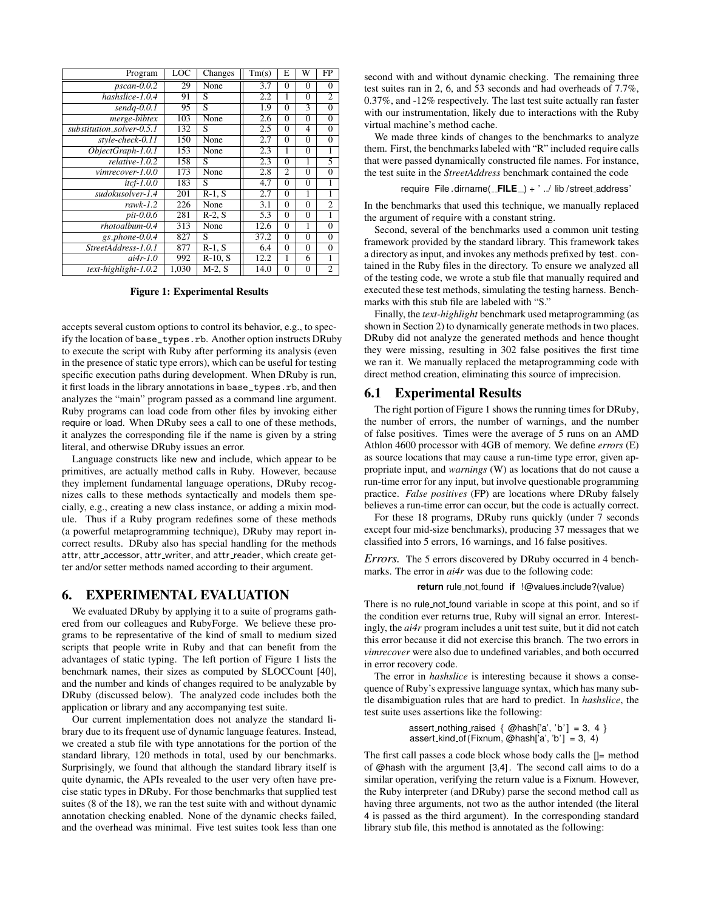| Program | LOC | Changes | Tm(s) | E | W | FP |
|---|---|---|---|---|---|---|
| *pscan-0.0.2* | 29 | None | 3.7 | 0 | 0 | 0 |
| *hashslice-1.0.4* | 91 | S | 2.2 | 1 | 0 | 2 |
| *sendq-0.0.1* | 95 | S | 1.9 | 0 | 3 | 0 |
| *merge-bibtex* | 103 | None | 2.6 | 0 | 0 | 0 |
| *substitution_solver-0.5.1* | 132 | S | 2.5 | 0 | 4 | 0 |
| *style-check-0.11* | 150 | None | 2.7 | 0 | 0 | 0 |
| *ObjectGraph-1.0.1* | 153 | None | 2.3 | 1 | 0 | 1 |
| *relative-1.0.2* | 158 | S | 2.3 | 0 | 1 | 5 |
| *vimrecover-1.0.0* | 173 | None | 2.8 | 2 | 0 | 0 |
| *itcf-1.0.0* | 183 | S | 4.7 | 0 | 0 | 1 |
| *sudokusolver-1.4* | 201 | R-1, S | 2.7 | 0 | 1 | 1 |
| *rawk-1.2* | 226 | None | 3.1 | 0 | 0 | 2 |
| *pit-0.0.6* | 281 | R-2, S | 5.3 | 0 | 0 | 1 |
| *rhotoalbum-0.4* | 313 | None | 12.6 | 0 | 1 | 0 |
| *gs_phone-0.0.4* | 827 | S | 37.2 | 0 | 0 | 0 |
| *StreetAddress-1.0.1* | 877 | R-1, S | 6.4 | 0 | 0 | 0 |
| *ai4r-1.0* | 992 | R-10, S | 12.2 | 1 | 6 | 1 |
| *text-highlight-1.0.2* | 1,030 | M-2, S | 14.0 | 0 | 0 | 2 |

**Figure 1: Experimental Results**

accepts several custom options to control its behavior, e.g., to specify the location of `base_types.rb`. Another option instructs DRuby to execute the script with Ruby after performing its analysis (even in the presence of static type errors), which can be useful for testing specific execution paths during development. When DRuby is run, it first loads in the library annotations in `base_types.rb`, and then analyzes the "main" program passed as a command line argument. Ruby programs can load code from other files by invoking either require or load. When DRuby sees a call to one of these methods, it analyzes the corresponding file if the name is given by a string literal, and otherwise DRuby issues an error.

Language constructs like new and include, which appear to be primitives, are actually method calls in Ruby. However, because they implement fundamental language operations, DRuby recognizes calls to these methods syntactically and models them specially, e.g., creating a new class instance, or adding a mixin module. Thus if a Ruby program redefines some of these methods (a powerful metaprogramming technique), DRuby may report incorrect results. DRuby also has special handling for the methods attr, attr_accessor, attr_writer, and attr_reader, which create getter and/or setter methods named according to their argument.

## 6. EXPERIMENTAL EVALUATION

We evaluated DRuby by applying it to a suite of programs gathered from our colleagues and RubyForge. We believe these programs to be representative of the kind of small to medium sized scripts that people write in Ruby and that can benefit from the advantages of static typing. The left portion of Figure 1 lists the benchmark names, their sizes as computed by SLOCCount [40], and the number and kinds of changes required to be analyzable by DRuby (discussed below). The analyzed code includes both the application or library and any accompanying test suite.

Our current implementation does not analyze the standard library due to its frequent use of dynamic language features. Instead, we created a stub file with type annotations for the portion of the standard library, 120 methods in total, used by our benchmarks. Surprisingly, we found that although the standard library itself is quite dynamic, the APIs revealed to the user very often have precise static types in DRuby. For those benchmarks that supplied test suites (8 of the 18), we ran the test suite with and without dynamic annotation checking enabled. None of the dynamic checks failed, and the overhead was minimal. Five test suites took less than one second with and without dynamic checking. The remaining three test suites ran in 2, 6, and 53 seconds and had overheads of 7.7%, 0.37%, and -12% respectively. The last test suite actually ran faster with our instrumentation, likely due to interactions with the Ruby virtual machine's method cache.

We made three kinds of changes to the benchmarks to analyze them. First, the benchmarks labeled with "R" included require calls that were passed dynamically constructed file names. For instance, the test suite in the *StreetAddress* benchmark contained the code

```
require File.dirname(__FILE__) + '../lib/street_address'
```

In the benchmarks that used this technique, we manually replaced the argument of require with a constant string.

Second, several of the benchmarks used a common unit testing framework provided by the standard library. This framework takes a directory as input, and invokes any methods prefixed by test_ contained in the Ruby files in the directory. To ensure we analyzed all of the testing code, we wrote a stub file that manually required and executed these test methods, simulating the testing harness. Benchmarks with this stub file are labeled with "S."

Finally, the *text-highlight* benchmark used metaprogramming (as shown in Section 2) to dynamically generate methods in two places. DRuby did not analyze the generated methods and hence thought they were missing, resulting in 302 false positives the first time we ran it. We manually replaced the metaprogramming code with direct method creation, eliminating this source of imprecision.

### 6.1 Experimental Results

The right portion of Figure 1 shows the running times for DRuby, the number of errors, the number of warnings, and the number of false positives. Times were the average of 5 runs on an AMD Athlon 4600 processor with 4GB of memory. We define *errors* (E) as source locations that may cause a run-time type error, given appropriate input, and *warnings* (W) as locations that do not cause a run-time error for any input, but involve questionable programming practice. *False positives* (FP) are locations where DRuby falsely believes a run-time error can occur, but the code is actually correct.

For these 18 programs, DRuby runs quickly (under 7 seconds except four mid-size benchmarks), producing 37 messages that we classified into 5 errors, 16 warnings, and 16 false positives.

*Errors.* The 5 errors discovered by DRuby occurred in 4 benchmarks. The error in *ai4r* was due to the following code:

```
return rule_not_found if !@values.include?(value)
```

There is no rule_not_found variable in scope at this point, and so if the condition ever returns true, Ruby will signal an error. Interestingly, the *ai4r* program includes a unit test suite, but it did not catch this error because it did not exercise this branch. The two errors in *vimrecover* were also due to undefined variables, and both occurred in error recovery code.

The error in *hashslice* is interesting because it shows a consequence of Ruby's expressive language syntax, which has many subtle disambiguation rules that are hard to predict. In *hashslice*, the test suite uses assertions like the following:

```
assert_nothing_raised { @hash['a', 'b'] = 3, 4 }
assert_kind_of(Fixnum, @hash['a', 'b'] = 3, 4)
```

The first call passes a code block whose body calls the []= method of @hash with the argument [3,4]. The second call aims to do a similar operation, verifying the return value is a Fixnum. However, the Ruby interpreter (and DRuby) parse the second method call as having three arguments, not two as the author intended (the literal 4 is passed as the third argument). In the corresponding standard library stub file, this method is annotated as the following: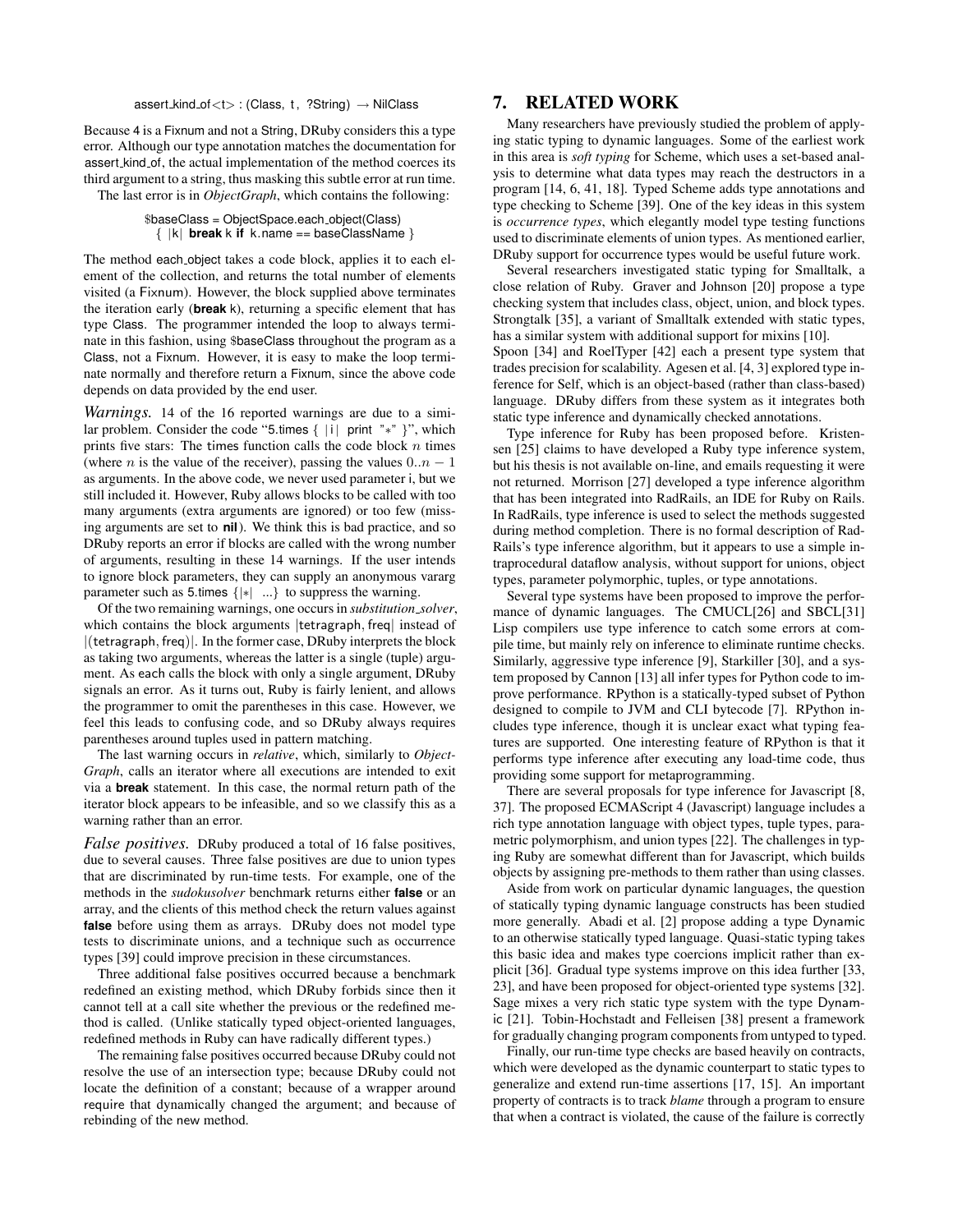```
assert_kind_of<t> : (Class, t, ?String) → NilClass
```

Because 4 is a Fixnum and not a String, DRuby considers this a type error. Although our type annotation matches the documentation for assert_kind_of, the actual implementation of the method coerces its third argument to a string, thus masking this subtle error at run time.

The last error is in *ObjectGraph*, which contains the following:

```
$baseClass = ObjectSpace.each_object(Class)
  { |k| break k if k.name == baseClassName }
```

The method each_object takes a code block, applies it to each element of the collection, and returns the total number of elements visited (a Fixnum). However, the block supplied above terminates the iteration early (**break** k), returning a specific element that has type Class. The programmer intended the loop to always terminate in this fashion, using $baseClass throughout the program as a Class, not a Fixnum. However, it is easy to make the loop terminate normally and therefore return a Fixnum, since the above code depends on data provided by the end user.

*Warnings.* 14 of the 16 reported warnings are due to a similar problem. Consider the code "5.times { |i| print "*" }", which prints five stars: The times function calls the code block $n$ times (where $n$ is the value of the receiver), passing the values $0..n-1$ as arguments. In the above code, we never used parameter i, but we still included it. However, Ruby allows blocks to be called with too many arguments (extra arguments are ignored) or too few (missing arguments are set to **nil**). We think this is bad practice, and so DRuby reports an error if blocks are called with the wrong number of arguments, resulting in these 14 warnings. If the user intends to ignore block parameters, they can supply an anonymous vararg parameter such as 5.times {|*| ...} to suppress the warning.

Of the two remaining warnings, one occurs in *substitution_solver*, which contains the block arguments |tetragraph, freq| instead of |(tetragraph, freq)|. In the former case, DRuby interprets the block as taking two arguments, whereas the latter is a single (tuple) argument. As each calls the block with only a single argument, DRuby signals an error. As it turns out, Ruby is fairly lenient, and allows the programmer to omit the parentheses in this case. However, we feel this leads to confusing code, and so DRuby always requires parentheses around tuples used in pattern matching.

The last warning occurs in *relative*, which, similarly to *ObjectGraph*, calls an iterator where all executions are intended to exit via a **break** statement. In this case, the normal return path of the iterator block appears to be infeasible, and so we classify this as a warning rather than an error.

*False positives.* DRuby produced a total of 16 false positives, due to several causes. Three false positives are due to union types that are discriminated by run-time tests. For example, one of the methods in the *sudokusolver* benchmark returns either **false** or an array, and the clients of this method check the return values against **false** before using them as arrays. DRuby does not model type tests to discriminate unions, and a technique such as occurrence types [39] could improve precision in these circumstances.

Three additional false positives occurred because a benchmark redefined an existing method, which DRuby forbids since then it cannot tell at a call site whether the previous or the redefined method is called. (Unlike statically typed object-oriented languages, redefined methods in Ruby can have radically different types.)

The remaining false positives occurred because DRuby could not resolve the use of an intersection type; because DRuby could not locate the definition of a constant; because of a wrapper around require that dynamically changed the argument; and because of rebinding of the new method.

# 7. RELATED WORK

Many researchers have previously studied the problem of applying static typing to dynamic languages. Some of the earliest work in this area is *soft typing* for Scheme, which uses a set-based analysis to determine what data types may reach the destructors in a program [14, 6, 41, 18]. Typed Scheme adds type annotations and type checking to Scheme [39]. One of the key ideas in this system is *occurrence types*, which elegantly model type testing functions used to discriminate elements of union types. As mentioned earlier, DRuby support for occurrence types would be useful future work.

Several researchers investigated static typing for Smalltalk, a close relation of Ruby. Graver and Johnson [20] propose a type checking system that includes class, object, union, and block types. Strongtalk [35], a variant of Smalltalk extended with static types, has a similar system with additional support for mixins [10]. Spoon [34] and RoelTyper [42] each a present type system that trades precision for scalability. Agesen et al. [4, 3] explored type inference for Self, which is an object-based (rather than class-based) language. DRuby differs from these system as it integrates both static type inference and dynamically checked annotations.

Type inference for Ruby has been proposed before. Kristensen [25] claims to have developed a Ruby type inference system, but his thesis is not available on-line, and emails requesting it were not returned. Morrison [27] developed a type inference algorithm that has been integrated into RadRails, an IDE for Ruby on Rails. In RadRails, type inference is used to select the methods suggested during method completion. There is no formal description of RadRails's type inference algorithm, but it appears to use a simple intraprocedural dataflow analysis, without support for unions, object types, parameter polymorphic, tuples, or type annotations.

Several type systems have been proposed to improve the performance of dynamic languages. The CMUCL[26] and SBCL[31] Lisp compilers use type inference to catch some errors at compile time, but mainly rely on inference to eliminate runtime checks. Similarly, aggressive type inference [9], Starkiller [30], and a system proposed by Cannon [13] all infer types for Python code to improve performance. RPython is a statically-typed subset of Python designed to compile to JVM and CLI bytecode [7]. RPython includes type inference, though it is unclear exact what typing features are supported. One interesting feature of RPython is that it performs type inference after executing any load-time code, thus providing some support for metaprogramming.

There are several proposals for type inference for Javascript [8, 37]. The proposed ECMAScript 4 (Javascript) language includes a rich type annotation language with object types, tuple types, parametric polymorphism, and union types [22]. The challenges in typing Ruby are somewhat different than for Javascript, which builds objects by assigning pre-methods to them rather than using classes.

Aside from work on particular dynamic languages, the question of statically typing dynamic language constructs has been studied more generally. Abadi et al. [2] propose adding a type Dynamic to an otherwise statically typed language. Quasi-static typing takes this basic idea and makes type coercions implicit rather than explicit [36]. Gradual type systems improve on this idea further [33, 23], and have been proposed for object-oriented type systems [32]. Sage mixes a very rich static type system with the type Dynamic [21]. Tobin-Hochstadt and Felleisen [38] present a framework for gradually changing program components from untyped to typed.

Finally, our run-time type checks are based heavily on contracts, which were developed as the dynamic counterpart to static types to generalize and extend run-time assertions [17, 15]. An important property of contracts is to track *blame* through a program to ensure that when a contract is violated, the cause of the failure is correctly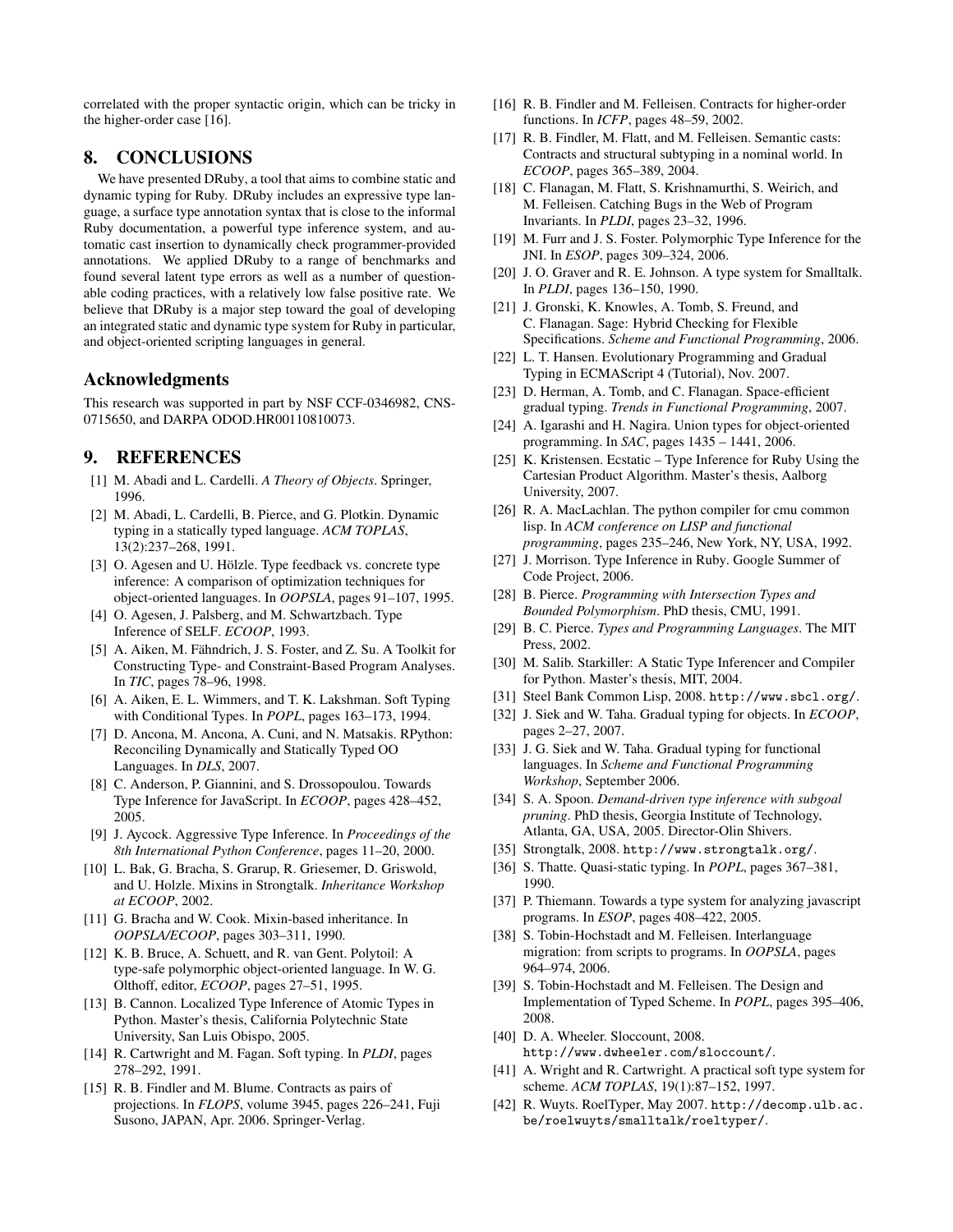correlated with the proper syntactic origin, which can be tricky in the higher-order case [16].

## 8. CONCLUSIONS

We have presented DRuby, a tool that aims to combine static and dynamic typing for Ruby. DRuby includes an expressive type language, a surface type annotation syntax that is close to the informal Ruby documentation, a powerful type inference system, and automatic cast insertion to dynamically check programmer-provided annotations. We applied DRuby to a range of benchmarks and found several latent type errors as well as a number of questionable coding practices, with a relatively low false positive rate. We believe that DRuby is a major step toward the goal of developing an integrated static and dynamic type system for Ruby in particular, and object-oriented scripting languages in general.

## Acknowledgments

This research was supported in part by NSF CCF-0346982, CNS-0715650, and DARPA ODOD.HR00110810073.

## 9. REFERENCES

[1] M. Abadi and L. Cardelli. *A Theory of Objects*. Springer, 1996.

[2] M. Abadi, L. Cardelli, B. Pierce, and G. Plotkin. Dynamic typing in a statically typed language. *ACM TOPLAS*, 13(2):237–268, 1991.

[3] O. Agesen and U. Hölzle. Type feedback vs. concrete type inference: A comparison of optimization techniques for object-oriented languages. In *OOPSLA*, pages 91–107, 1995.

[4] O. Agesen, J. Palsberg, and M. Schwartzbach. Type Inference of SELF. *ECOOP*, 1993.

[5] A. Aiken, M. Fähndrich, J. S. Foster, and Z. Su. A Toolkit for Constructing Type- and Constraint-Based Program Analyses. In *TIC*, pages 78–96, 1998.

[6] A. Aiken, E. L. Wimmers, and T. K. Lakshman. Soft Typing with Conditional Types. In *POPL*, pages 163–173, 1994.

[7] D. Ancona, M. Ancona, A. Cuni, and N. Matsakis. RPython: Reconciling Dynamically and Statically Typed OO Languages. In *DLS*, 2007.

[8] C. Anderson, P. Giannini, and S. Drossopoulou. Towards Type Inference for JavaScript. In *ECOOP*, pages 428–452, 2005.

[9] J. Aycock. Aggressive Type Inference. In *Proceedings of the 8th International Python Conference*, pages 11–20, 2000.

[10] L. Bak, G. Bracha, S. Grarup, R. Griesemer, D. Griswold, and U. Holzle. Mixins in Strongtalk. *Inheritance Workshop at ECOOP*, 2002.

[11] G. Bracha and W. Cook. Mixin-based inheritance. In *OOPSLA/ECOOP*, pages 303–311, 1990.

[12] K. B. Bruce, A. Schuett, and R. van Gent. Polytoil: A type-safe polymorphic object-oriented language. In W. G. Olthoff, editor, *ECOOP*, pages 27–51, 1995.

[13] B. Cannon. Localized Type Inference of Atomic Types in Python. Master's thesis, California Polytechnic State University, San Luis Obispo, 2005.

[14] R. Cartwright and M. Fagan. Soft typing. In *PLDI*, pages 278–292, 1991.

[15] R. B. Findler and M. Blume. Contracts as pairs of projections. In *FLOPS*, volume 3945, pages 226–241, Fuji Susono, JAPAN, Apr. 2006. Springer-Verlag.

[16] R. B. Findler and M. Felleisen. Contracts for higher-order functions. In *ICFP*, pages 48–59, 2002.

[17] R. B. Findler, M. Flatt, and M. Felleisen. Semantic casts: Contracts and structural subtyping in a nominal world. In *ECOOP*, pages 365–389, 2004.

[18] C. Flanagan, M. Flatt, S. Krishnamurthi, S. Weirich, and M. Felleisen. Catching Bugs in the Web of Program Invariants. In *PLDI*, pages 23–32, 1996.

[19] M. Furr and J. S. Foster. Polymorphic Type Inference for the JNI. In *ESOP*, pages 309–324, 2006.

[20] J. O. Graver and R. E. Johnson. A type system for Smalltalk. In *PLDI*, pages 136–150, 1990.

[21] J. Gronski, K. Knowles, A. Tomb, S. Freund, and C. Flanagan. Sage: Hybrid Checking for Flexible Specifications. *Scheme and Functional Programming*, 2006.

[22] L. T. Hansen. Evolutionary Programming and Gradual Typing in ECMAScript 4 (Tutorial), Nov. 2007.

[23] D. Herman, A. Tomb, and C. Flanagan. Space-efficient gradual typing. *Trends in Functional Programming*, 2007.

[24] A. Igarashi and H. Nagira. Union types for object-oriented programming. In *SAC*, pages 1435 – 1441, 2006.

[25] K. Kristensen. Ecstatic – Type Inference for Ruby Using the Cartesian Product Algorithm. Master's thesis, Aalborg University, 2007.

[26] R. A. MacLachlan. The python compiler for cmu common lisp. In *ACM conference on LISP and functional programming*, pages 235–246, New York, NY, USA, 1992.

[27] J. Morrison. Type Inference in Ruby. Google Summer of Code Project, 2006.

[28] B. Pierce. *Programming with Intersection Types and Bounded Polymorphism*. PhD thesis, CMU, 1991.

[29] B. C. Pierce. *Types and Programming Languages*. The MIT Press, 2002.

[30] M. Salib. Starkiller: A Static Type Inferencer and Compiler for Python. Master's thesis, MIT, 2004.

[31] Steel Bank Common Lisp, 2008. `http://www.sbcl.org/`.

[32] J. Siek and W. Taha. Gradual typing for objects. In *ECOOP*, pages 2–27, 2007.

[33] J. G. Siek and W. Taha. Gradual typing for functional languages. In *Scheme and Functional Programming Workshop*, September 2006.

[34] S. A. Spoon. *Demand-driven type inference with subgoal pruning*. PhD thesis, Georgia Institute of Technology, Atlanta, GA, USA, 2005. Director-Olin Shivers.

[35] Strongtalk, 2008. `http://www.strongtalk.org/`.

[36] S. Thatte. Quasi-static typing. In *POPL*, pages 367–381, 1990.

[37] P. Thiemann. Towards a type system for analyzing javascript programs. In *ESOP*, pages 408–422, 2005.

[38] S. Tobin-Hochstadt and M. Felleisen. Interlanguage migration: from scripts to programs. In *OOPSLA*, pages 964–974, 2006.

[39] S. Tobin-Hochstadt and M. Felleisen. The Design and Implementation of Typed Scheme. In *POPL*, pages 395–406, 2008.

[40] D. A. Wheeler. Sloccount, 2008. `http://www.dwheeler.com/sloccount/`.

[41] A. Wright and R. Cartwright. A practical soft type system for scheme. *ACM TOPLAS*, 19(1):87–152, 1997.

[42] R. Wuyts. RoelTyper, May 2007. `http://decomp.ulb.ac.be/roelwuyts/smalltalk/roeltyper/`.